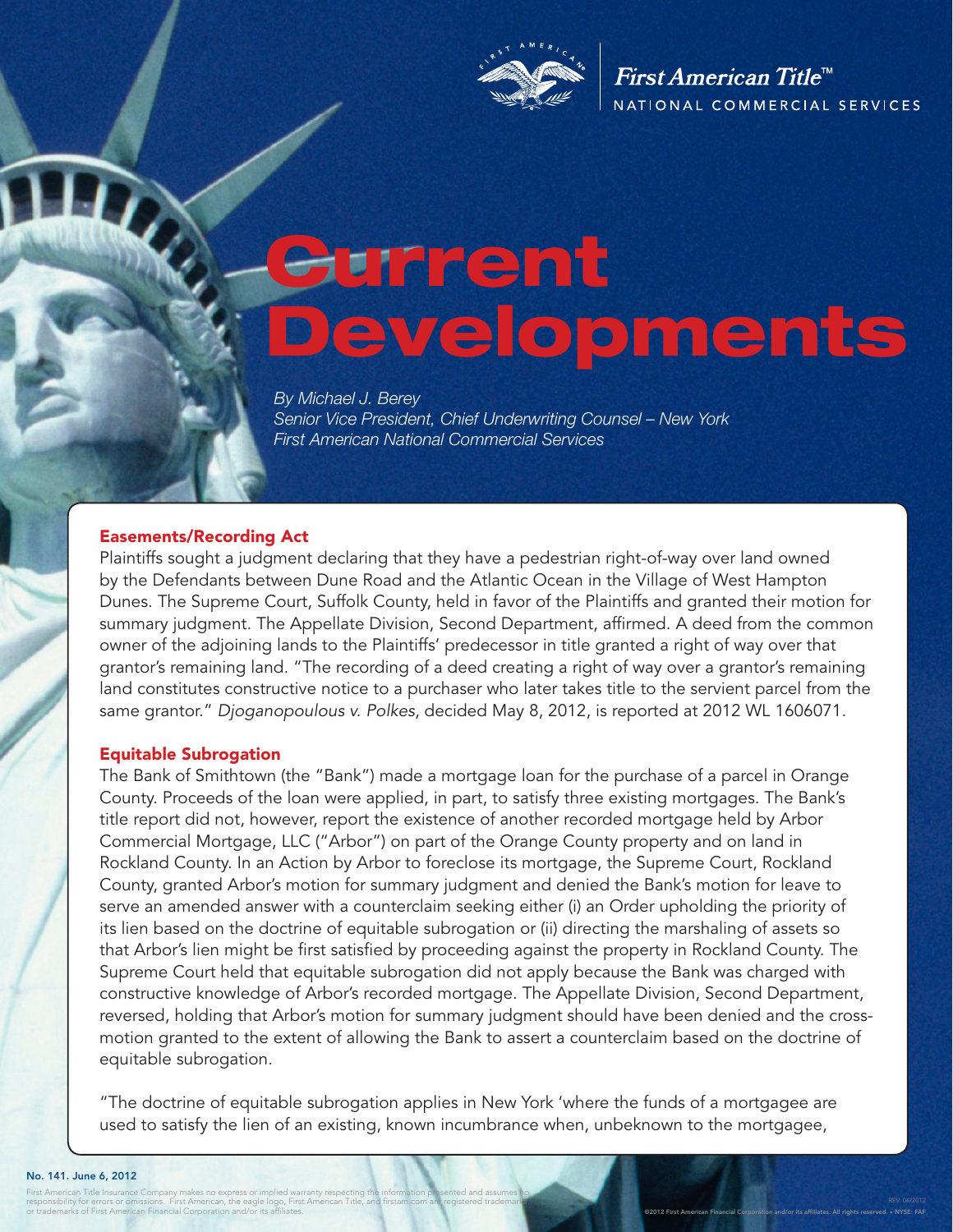First American Title™
NATIONAL COMMERCIAL SERVICES

# Current Developments

*By Michael J. Berey*
*Senior Vice President, Chief Underwriting Counsel – New York*
*First American National Commercial Services*

## Easements/Recording Act

Plaintiffs sought a judgment declaring that they have a pedestrian right-of-way over land owned by the Defendants between Dune Road and the Atlantic Ocean in the Village of West Hampton Dunes. The Supreme Court, Suffolk County, held in favor of the Plaintiffs and granted their motion for summary judgment. The Appellate Division, Second Department, affirmed. A deed from the common owner of the adjoining lands to the Plaintiffs' predecessor in title granted a right of way over that grantor's remaining land. "The recording of a deed creating a right of way over a grantor's remaining land constitutes constructive notice to a purchaser who later takes title to the servient parcel from the same grantor." *Djoganopoulous v. Polkes*, decided May 8, 2012, is reported at 2012 WL 1606071.

## Equitable Subrogation

The Bank of Smithtown (the "Bank") made a mortgage loan for the purchase of a parcel in Orange County. Proceeds of the loan were applied, in part, to satisfy three existing mortgages. The Bank's title report did not, however, report the existence of another recorded mortgage held by Arbor Commercial Mortgage, LLC ("Arbor") on part of the Orange County property and on land in Rockland County. In an Action by Arbor to foreclose its mortgage, the Supreme Court, Rockland County, granted Arbor's motion for summary judgment and denied the Bank's motion for leave to serve an amended answer with a counterclaim seeking either (i) an Order upholding the priority of its lien based on the doctrine of equitable subrogation or (ii) directing the marshaling of assets so that Arbor's lien might be first satisfied by proceeding against the property in Rockland County. The Supreme Court held that equitable subrogation did not apply because the Bank was charged with constructive knowledge of Arbor's recorded mortgage. The Appellate Division, Second Department, reversed, holding that Arbor's motion for summary judgment should have been denied and the cross-motion granted to the extent of allowing the Bank to assert a counterclaim based on the doctrine of equitable subrogation.

"The doctrine of equitable subrogation applies in New York 'where the funds of a mortgagee are used to satisfy the lien of an existing, known incumbrance when, unbeknown to the mortgagee,

**No. 141. June 6, 2012**

First American Title Insurance Company makes no express or implied warranty respecting the information presented and assumes no responsibility for errors or omissions. First American, the eagle logo, First American Title, and firstam.com are registered trademarks or trademarks of First American Financial Corporation and/or its affiliates.

©2012 First American Financial Corporation and/or its affiliates. All rights reserved. • NYSE: FAF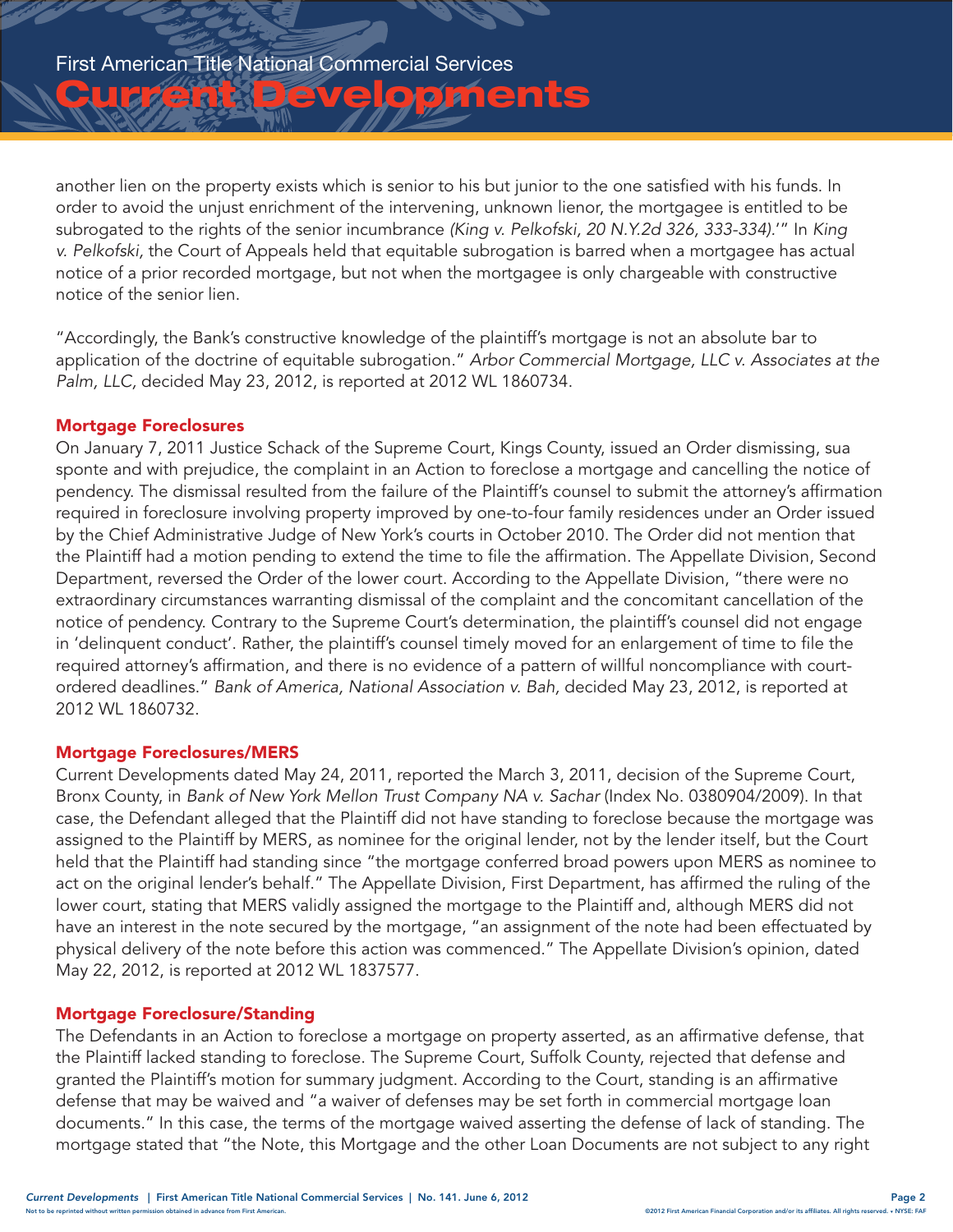another lien on the property exists which is senior to his but junior to the one satisfied with his funds. In order to avoid the unjust enrichment of the intervening, unknown lienor, the mortgagee is entitled to be subrogated to the rights of the senior incumbrance *(King v. Pelkofski, 20 N.Y.2d 326, 333-334)*.'" In *King v. Pelkofski,* the Court of Appeals held that equitable subrogation is barred when a mortgagee has actual notice of a prior recorded mortgage, but not when the mortgagee is only chargeable with constructive notice of the senior lien.

"Accordingly, the Bank's constructive knowledge of the plaintiff's mortgage is not an absolute bar to application of the doctrine of equitable subrogation." *Arbor Commercial Mortgage, LLC v. Associates at the Palm, LLC,* decided May 23, 2012, is reported at 2012 WL 1860734.

### Mortgage Foreclosures

On January 7, 2011 Justice Schack of the Supreme Court, Kings County, issued an Order dismissing, sua sponte and with prejudice, the complaint in an Action to foreclose a mortgage and cancelling the notice of pendency. The dismissal resulted from the failure of the Plaintiff's counsel to submit the attorney's affirmation required in foreclosure involving property improved by one-to-four family residences under an Order issued by the Chief Administrative Judge of New York's courts in October 2010. The Order did not mention that the Plaintiff had a motion pending to extend the time to file the affirmation. The Appellate Division, Second Department, reversed the Order of the lower court. According to the Appellate Division, "there were no extraordinary circumstances warranting dismissal of the complaint and the concomitant cancellation of the notice of pendency. Contrary to the Supreme Court's determination, the plaintiff's counsel did not engage in 'delinquent conduct'. Rather, the plaintiff's counsel timely moved for an enlargement of time to file the required attorney's affirmation, and there is no evidence of a pattern of willful noncompliance with court-ordered deadlines." *Bank of America, National Association v. Bah,* decided May 23, 2012, is reported at 2012 WL 1860732.

### Mortgage Foreclosures/MERS

Current Developments dated May 24, 2011, reported the March 3, 2011, decision of the Supreme Court, Bronx County, in *Bank of New York Mellon Trust Company NA v. Sachar* (Index No. 0380904/2009). In that case, the Defendant alleged that the Plaintiff did not have standing to foreclose because the mortgage was assigned to the Plaintiff by MERS, as nominee for the original lender, not by the lender itself, but the Court held that the Plaintiff had standing since "the mortgage conferred broad powers upon MERS as nominee to act on the original lender's behalf." The Appellate Division, First Department, has affirmed the ruling of the lower court, stating that MERS validly assigned the mortgage to the Plaintiff and, although MERS did not have an interest in the note secured by the mortgage, "an assignment of the note had been effectuated by physical delivery of the note before this action was commenced." The Appellate Division's opinion, dated May 22, 2012, is reported at 2012 WL 1837577.

### Mortgage Foreclosure/Standing

The Defendants in an Action to foreclose a mortgage on property asserted, as an affirmative defense, that the Plaintiff lacked standing to foreclose. The Supreme Court, Suffolk County, rejected that defense and granted the Plaintiff's motion for summary judgment. According to the Court, standing is an affirmative defense that may be waived and "a waiver of defenses may be set forth in commercial mortgage loan documents." In this case, the terms of the mortgage waived asserting the defense of lack of standing. The mortgage stated that "the Note, this Mortgage and the other Loan Documents are not subject to any right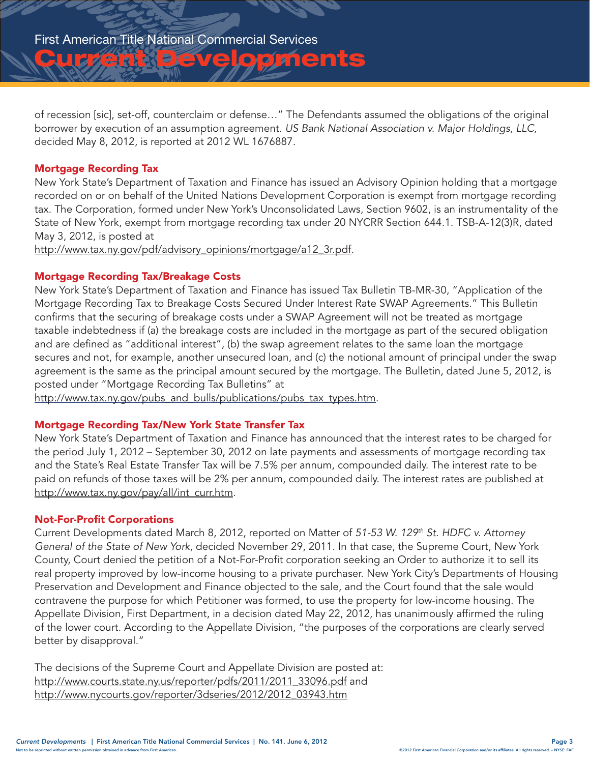of recession [sic], set-off, counterclaim or defense…" The Defendants assumed the obligations of the original borrower by execution of an assumption agreement. *US Bank National Association v. Major Holdings, LLC,* decided May 8, 2012, is reported at 2012 WL 1676887.

### Mortgage Recording Tax

New York State's Department of Taxation and Finance has issued an Advisory Opinion holding that a mortgage recorded on or on behalf of the United Nations Development Corporation is exempt from mortgage recording tax. The Corporation, formed under New York's Unconsolidated Laws, Section 9602, is an instrumentality of the State of New York, exempt from mortgage recording tax under 20 NYCRR Section 644.1. TSB-A-12(3)R, dated May 3, 2012, is posted at http://www.tax.ny.gov/pdf/advisory_opinions/mortgage/a12_3r.pdf.

### Mortgage Recording Tax/Breakage Costs

New York State's Department of Taxation and Finance has issued Tax Bulletin TB-MR-30, "Application of the Mortgage Recording Tax to Breakage Costs Secured Under Interest Rate SWAP Agreements." This Bulletin confirms that the securing of breakage costs under a SWAP Agreement will not be treated as mortgage taxable indebtedness if (a) the breakage costs are included in the mortgage as part of the secured obligation and are defined as "additional interest", (b) the swap agreement relates to the same loan the mortgage secures and not, for example, another unsecured loan, and (c) the notional amount of principal under the swap agreement is the same as the principal amount secured by the mortgage. The Bulletin, dated June 5, 2012, is posted under "Mortgage Recording Tax Bulletins" at http://www.tax.ny.gov/pubs_and_bulls/publications/pubs_tax_types.htm.

### Mortgage Recording Tax/New York State Transfer Tax

New York State's Department of Taxation and Finance has announced that the interest rates to be charged for the period July 1, 2012 – September 30, 2012 on late payments and assessments of mortgage recording tax and the State's Real Estate Transfer Tax will be 7.5% per annum, compounded daily. The interest rate to be paid on refunds of those taxes will be 2% per annum, compounded daily. The interest rates are published at http://www.tax.ny.gov/pay/all/int_curr.htm.

### Not-For-Profit Corporations

Current Developments dated March 8, 2012, reported on Matter of *51-53 W. 129th St. HDFC v. Attorney General of the State of New York*, decided November 29, 2011. In that case, the Supreme Court, New York County, Court denied the petition of a Not-For-Profit corporation seeking an Order to authorize it to sell its real property improved by low-income housing to a private purchaser. New York City's Departments of Housing Preservation and Development and Finance objected to the sale, and the Court found that the sale would contravene the purpose for which Petitioner was formed, to use the property for low-income housing. The Appellate Division, First Department, in a decision dated May 22, 2012, has unanimously affirmed the ruling of the lower court. According to the Appellate Division, "the purposes of the corporations are clearly served better by disapproval."

The decisions of the Supreme Court and Appellate Division are posted at: http://www.courts.state.ny.us/reporter/pdfs/2011/2011_33096.pdf and http://www.nycourts.gov/reporter/3dseries/2012/2012_03943.htm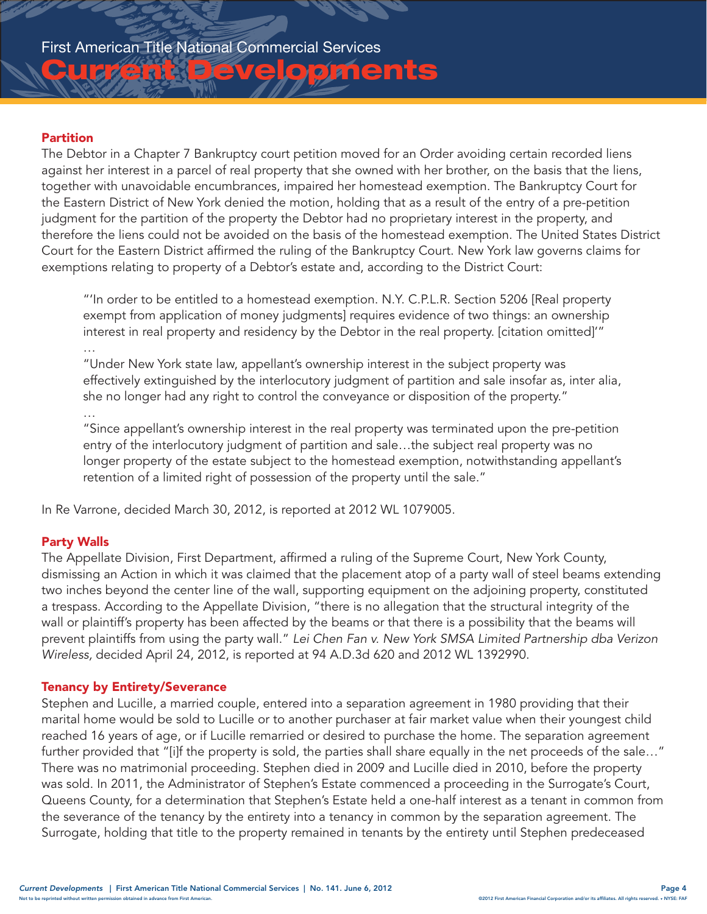## Partition

The Debtor in a Chapter 7 Bankruptcy court petition moved for an Order avoiding certain recorded liens against her interest in a parcel of real property that she owned with her brother, on the basis that the liens, together with unavoidable encumbrances, impaired her homestead exemption. The Bankruptcy Court for the Eastern District of New York denied the motion, holding that as a result of the entry of a pre-petition judgment for the partition of the property the Debtor had no proprietary interest in the property, and therefore the liens could not be avoided on the basis of the homestead exemption. The United States District Court for the Eastern District affirmed the ruling of the Bankruptcy Court. New York law governs claims for exemptions relating to property of a Debtor's estate and, according to the District Court:

> "'In order to be entitled to a homestead exemption. N.Y. C.P.L.R. Section 5206 [Real property exempt from application of money judgments] requires evidence of two things: an ownership interest in real property and residency by the Debtor in the real property. [citation omitted]'"
>
> …
>
> "Under New York state law, appellant's ownership interest in the subject property was effectively extinguished by the interlocutory judgment of partition and sale insofar as, inter alia, she no longer had any right to control the conveyance or disposition of the property."
>
> …
>
> "Since appellant's ownership interest in the real property was terminated upon the pre-petition entry of the interlocutory judgment of partition and sale…the subject real property was no longer property of the estate subject to the homestead exemption, notwithstanding appellant's retention of a limited right of possession of the property until the sale."

In Re Varrone, decided March 30, 2012, is reported at 2012 WL 1079005.

## Party Walls

The Appellate Division, First Department, affirmed a ruling of the Supreme Court, New York County, dismissing an Action in which it was claimed that the placement atop of a party wall of steel beams extending two inches beyond the center line of the wall, supporting equipment on the adjoining property, constituted a trespass. According to the Appellate Division, "there is no allegation that the structural integrity of the wall or plaintiff's property has been affected by the beams or that there is a possibility that the beams will prevent plaintiffs from using the party wall." *Lei Chen Fan v. New York SMSA Limited Partnership dba Verizon Wireless,* decided April 24, 2012, is reported at 94 A.D.3d 620 and 2012 WL 1392990.

## Tenancy by Entirety/Severance

Stephen and Lucille, a married couple, entered into a separation agreement in 1980 providing that their marital home would be sold to Lucille or to another purchaser at fair market value when their youngest child reached 16 years of age, or if Lucille remarried or desired to purchase the home. The separation agreement further provided that "[i]f the property is sold, the parties shall share equally in the net proceeds of the sale…" There was no matrimonial proceeding. Stephen died in 2009 and Lucille died in 2010, before the property was sold. In 2011, the Administrator of Stephen's Estate commenced a proceeding in the Surrogate's Court, Queens County, for a determination that Stephen's Estate held a one-half interest as a tenant in common from the severance of the tenancy by the entirety into a tenancy in common by the separation agreement. The Surrogate, holding that title to the property remained in tenants by the entirety until Stephen predeceased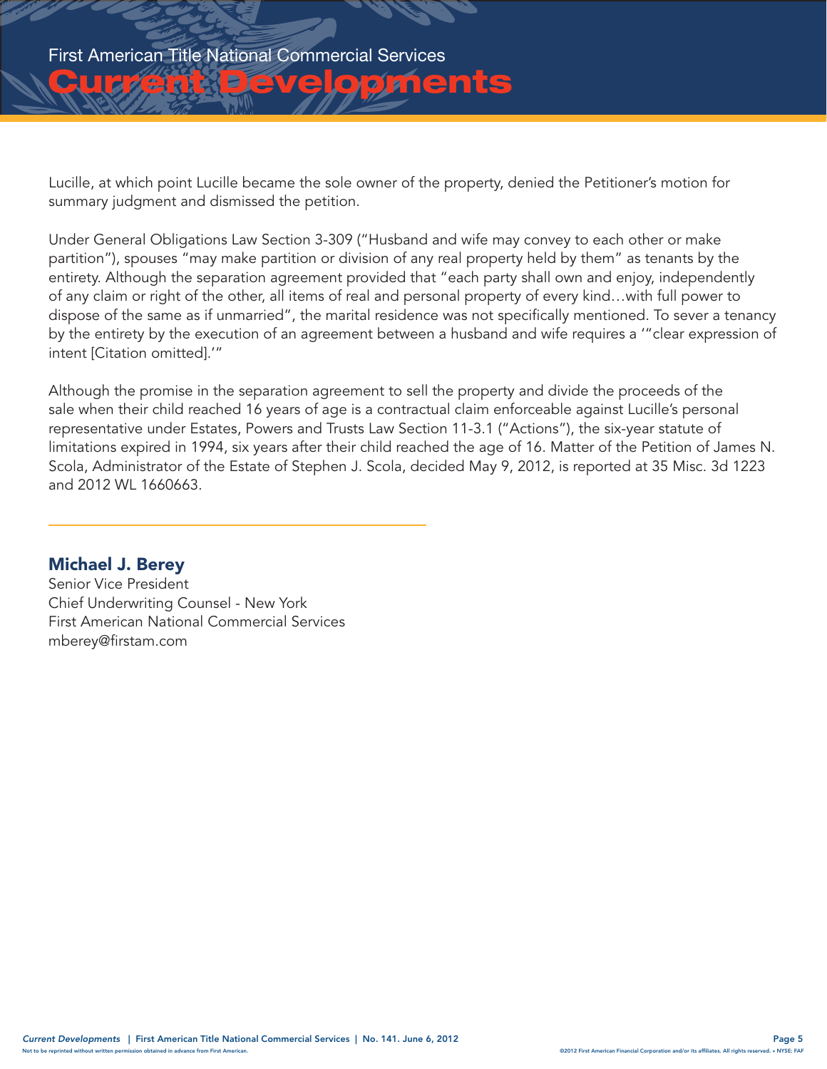Lucille, at which point Lucille became the sole owner of the property, denied the Petitioner's motion for summary judgment and dismissed the petition.

Under General Obligations Law Section 3-309 ("Husband and wife may convey to each other or make partition"), spouses "may make partition or division of any real property held by them" as tenants by the entirety. Although the separation agreement provided that "each party shall own and enjoy, independently of any claim or right of the other, all items of real and personal property of every kind…with full power to dispose of the same as if unmarried", the marital residence was not specifically mentioned. To sever a tenancy by the entirety by the execution of an agreement between a husband and wife requires a '"clear expression of intent [Citation omitted].'"

Although the promise in the separation agreement to sell the property and divide the proceeds of the sale when their child reached 16 years of age is a contractual claim enforceable against Lucille's personal representative under Estates, Powers and Trusts Law Section 11-3.1 ("Actions"), the six-year statute of limitations expired in 1994, six years after their child reached the age of 16. Matter of the Petition of James N. Scola, Administrator of the Estate of Stephen J. Scola, decided May 9, 2012, is reported at 35 Misc. 3d 1223 and 2012 WL 1660663.

---

**Michael J. Berey**
Senior Vice President
Chief Underwriting Counsel - New York
First American National Commercial Services
mberey@firstam.com